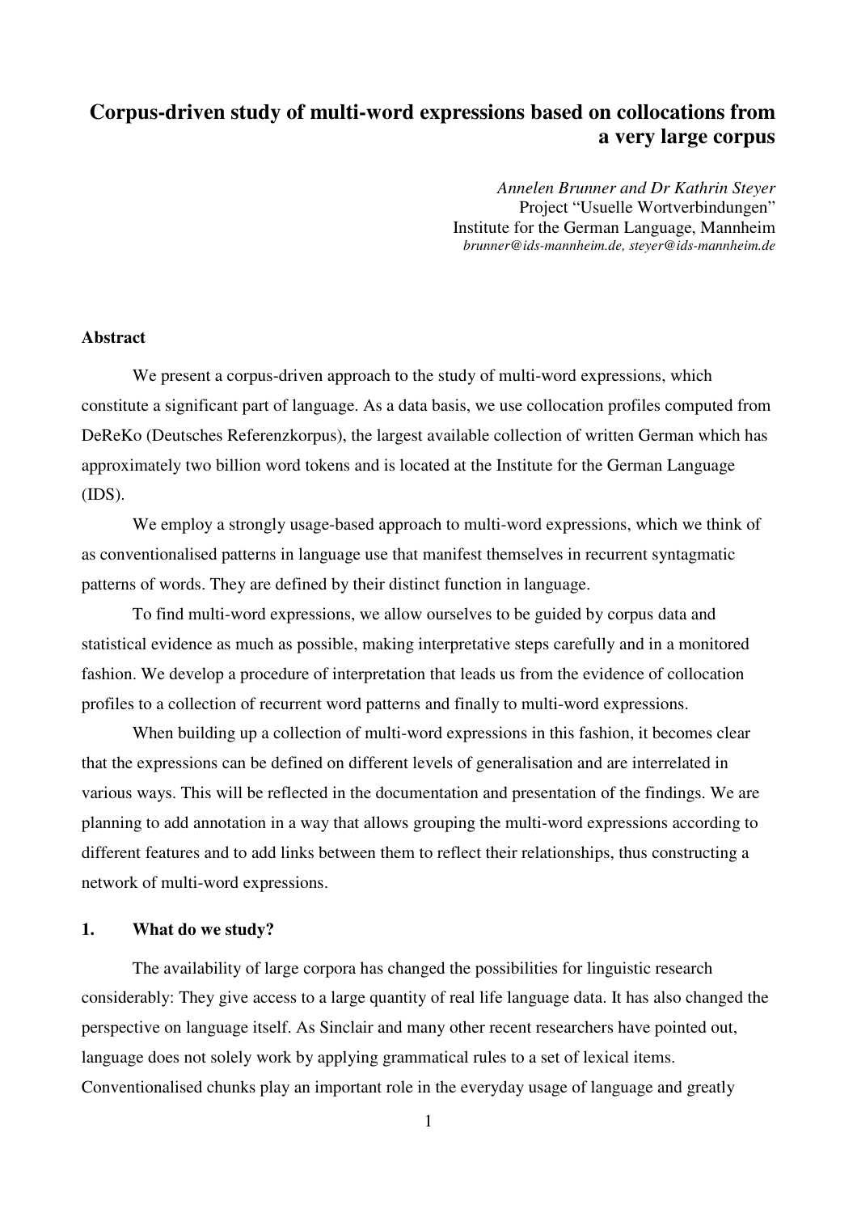# Corpus-driven study of multi-word expressions based on collocations from a very large corpus

*Annelen Brunner and Dr Kathrin Steyer*
Project "Usuelle Wortverbindungen"
Institute for the German Language, Mannheim
*brunner@ids-mannheim.de, steyer@ids-mannheim.de*

## Abstract

We present a corpus-driven approach to the study of multi-word expressions, which constitute a significant part of language. As a data basis, we use collocation profiles computed from DeReKo (Deutsches Referenzkorpus), the largest available collection of written German which has approximately two billion word tokens and is located at the Institute for the German Language (IDS).

We employ a strongly usage-based approach to multi-word expressions, which we think of as conventionalised patterns in language use that manifest themselves in recurrent syntagmatic patterns of words. They are defined by their distinct function in language.

To find multi-word expressions, we allow ourselves to be guided by corpus data and statistical evidence as much as possible, making interpretative steps carefully and in a monitored fashion. We develop a procedure of interpretation that leads us from the evidence of collocation profiles to a collection of recurrent word patterns and finally to multi-word expressions.

When building up a collection of multi-word expressions in this fashion, it becomes clear that the expressions can be defined on different levels of generalisation and are interrelated in various ways. This will be reflected in the documentation and presentation of the findings. We are planning to add annotation in a way that allows grouping the multi-word expressions according to different features and to add links between them to reflect their relationships, thus constructing a network of multi-word expressions.

## 1. What do we study?

The availability of large corpora has changed the possibilities for linguistic research considerably: They give access to a large quantity of real life language data. It has also changed the perspective on language itself. As Sinclair and many other recent researchers have pointed out, language does not solely work by applying grammatical rules to a set of lexical items. Conventionalised chunks play an important role in the everyday usage of language and greatly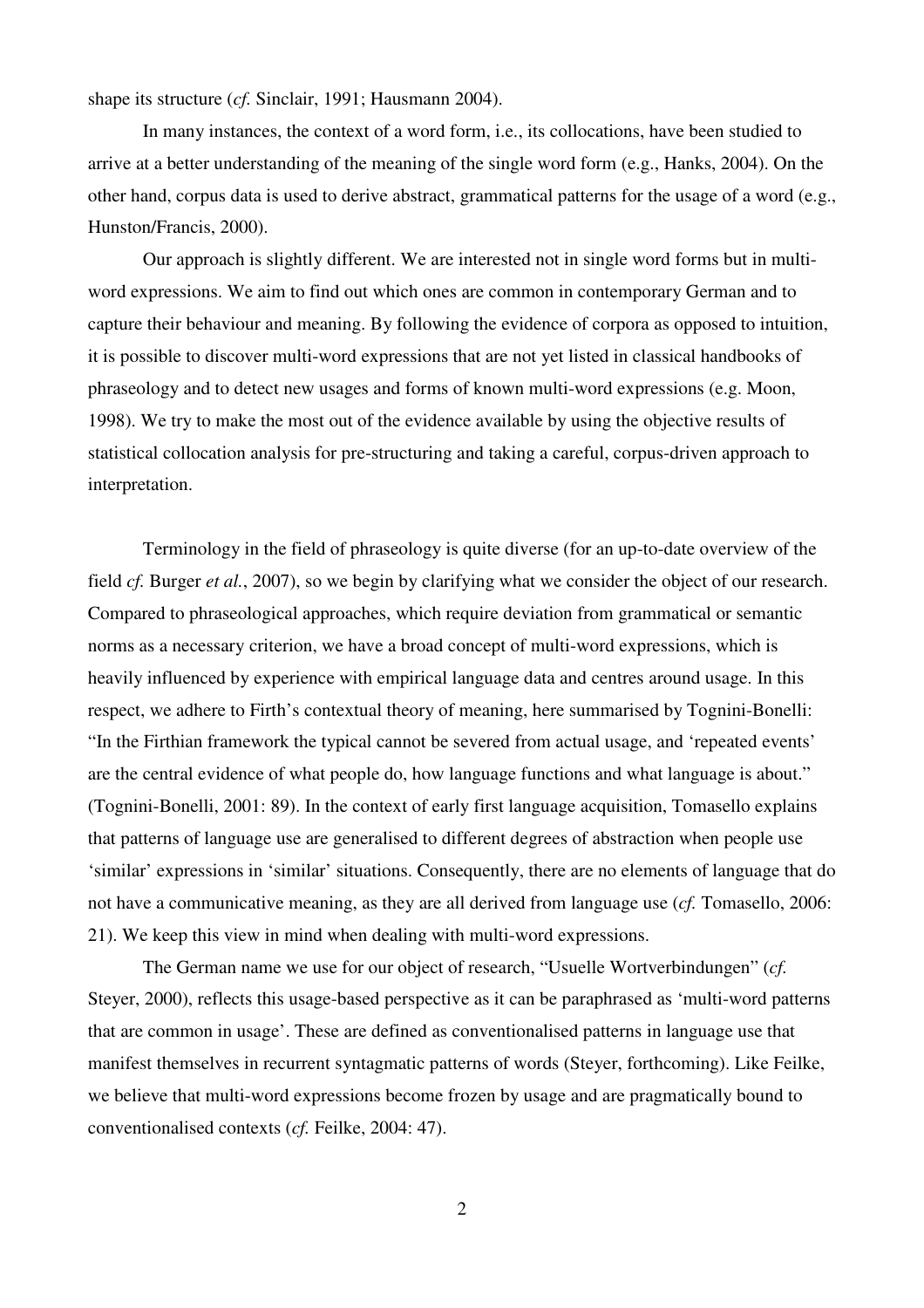shape its structure (*cf.* Sinclair, 1991; Hausmann 2004).

In many instances, the context of a word form, i.e., its collocations, have been studied to arrive at a better understanding of the meaning of the single word form (e.g., Hanks, 2004). On the other hand, corpus data is used to derive abstract, grammatical patterns for the usage of a word (e.g., Hunston/Francis, 2000).

Our approach is slightly different. We are interested not in single word forms but in multi-word expressions. We aim to find out which ones are common in contemporary German and to capture their behaviour and meaning. By following the evidence of corpora as opposed to intuition, it is possible to discover multi-word expressions that are not yet listed in classical handbooks of phraseology and to detect new usages and forms of known multi-word expressions (e.g. Moon, 1998). We try to make the most out of the evidence available by using the objective results of statistical collocation analysis for pre-structuring and taking a careful, corpus-driven approach to interpretation.

Terminology in the field of phraseology is quite diverse (for an up-to-date overview of the field *cf.* Burger *et al.*, 2007), so we begin by clarifying what we consider the object of our research. Compared to phraseological approaches, which require deviation from grammatical or semantic norms as a necessary criterion, we have a broad concept of multi-word expressions, which is heavily influenced by experience with empirical language data and centres around usage. In this respect, we adhere to Firth's contextual theory of meaning, here summarised by Tognini-Bonelli: "In the Firthian framework the typical cannot be severed from actual usage, and 'repeated events' are the central evidence of what people do, how language functions and what language is about." (Tognini-Bonelli, 2001: 89). In the context of early first language acquisition, Tomasello explains that patterns of language use are generalised to different degrees of abstraction when people use 'similar' expressions in 'similar' situations. Consequently, there are no elements of language that do not have a communicative meaning, as they are all derived from language use (*cf.* Tomasello, 2006: 21). We keep this view in mind when dealing with multi-word expressions.

The German name we use for our object of research, "Usuelle Wortverbindungen" (*cf.* Steyer, 2000), reflects this usage-based perspective as it can be paraphrased as 'multi-word patterns that are common in usage'. These are defined as conventionalised patterns in language use that manifest themselves in recurrent syntagmatic patterns of words (Steyer, forthcoming). Like Feilke, we believe that multi-word expressions become frozen by usage and are pragmatically bound to conventionalised contexts (*cf.* Feilke, 2004: 47).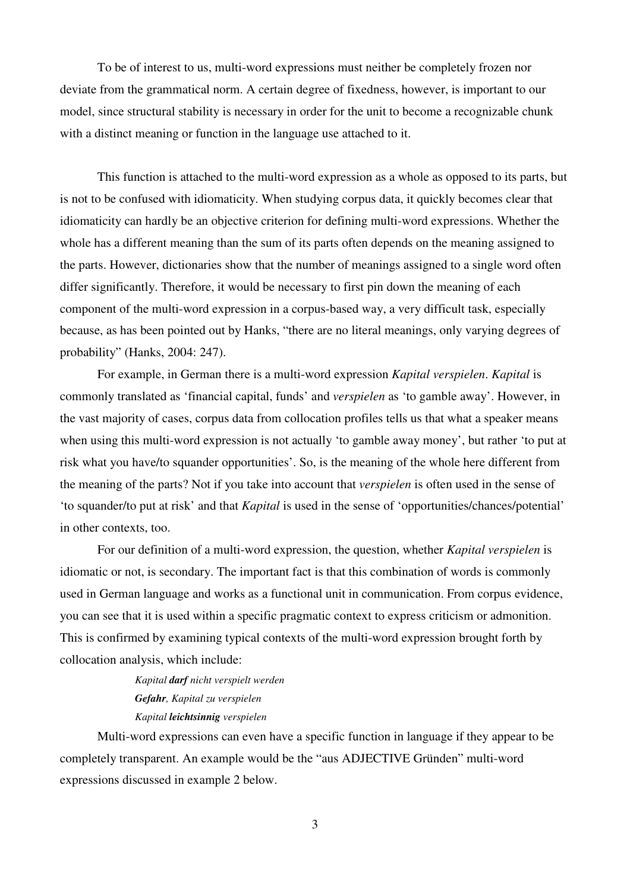To be of interest to us, multi-word expressions must neither be completely frozen nor deviate from the grammatical norm. A certain degree of fixedness, however, is important to our model, since structural stability is necessary in order for the unit to become a recognizable chunk with a distinct meaning or function in the language use attached to it.

This function is attached to the multi-word expression as a whole as opposed to its parts, but is not to be confused with idiomaticity. When studying corpus data, it quickly becomes clear that idiomaticity can hardly be an objective criterion for defining multi-word expressions. Whether the whole has a different meaning than the sum of its parts often depends on the meaning assigned to the parts. However, dictionaries show that the number of meanings assigned to a single word often differ significantly. Therefore, it would be necessary to first pin down the meaning of each component of the multi-word expression in a corpus-based way, a very difficult task, especially because, as has been pointed out by Hanks, "there are no literal meanings, only varying degrees of probability" (Hanks, 2004: 247).

For example, in German there is a multi-word expression *Kapital verspielen*. *Kapital* is commonly translated as 'financial capital, funds' and *verspielen* as 'to gamble away'. However, in the vast majority of cases, corpus data from collocation profiles tells us that what a speaker means when using this multi-word expression is not actually 'to gamble away money', but rather 'to put at risk what you have/to squander opportunities'. So, is the meaning of the whole here different from the meaning of the parts? Not if you take into account that *verspielen* is often used in the sense of 'to squander/to put at risk' and that *Kapital* is used in the sense of 'opportunities/chances/potential' in other contexts, too.

For our definition of a multi-word expression, the question, whether *Kapital verspielen* is idiomatic or not, is secondary. The important fact is that this combination of words is commonly used in German language and works as a functional unit in communication. From corpus evidence, you can see that it is used within a specific pragmatic context to express criticism or admonition. This is confirmed by examining typical contexts of the multi-word expression brought forth by collocation analysis, which include:

*Kapital **darf** nicht verspielt werden*
***Gefahr**, Kapital zu verspielen*
*Kapital **leichtsinnig** verspielen*

Multi-word expressions can even have a specific function in language if they appear to be completely transparent. An example would be the "aus ADJECTIVE Gründen" multi-word expressions discussed in example 2 below.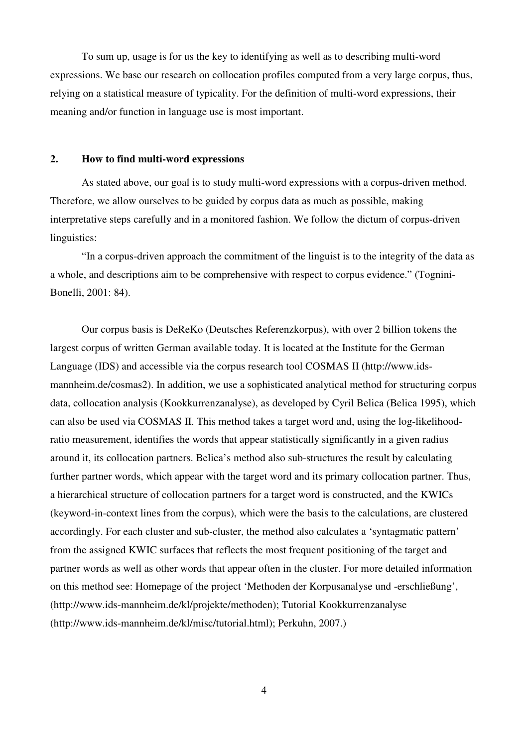To sum up, usage is for us the key to identifying as well as to describing multi-word expressions. We base our research on collocation profiles computed from a very large corpus, thus, relying on a statistical measure of typicality. For the definition of multi-word expressions, their meaning and/or function in language use is most important.

## 2. How to find multi-word expressions

As stated above, our goal is to study multi-word expressions with a corpus-driven method. Therefore, we allow ourselves to be guided by corpus data as much as possible, making interpretative steps carefully and in a monitored fashion. We follow the dictum of corpus-driven linguistics:

"In a corpus-driven approach the commitment of the linguist is to the integrity of the data as a whole, and descriptions aim to be comprehensive with respect to corpus evidence." (Tognini-Bonelli, 2001: 84).

Our corpus basis is DeReKo (Deutsches Referenzkorpus), with over 2 billion tokens the largest corpus of written German available today. It is located at the Institute for the German Language (IDS) and accessible via the corpus research tool COSMAS II (http://www.ids-mannheim.de/cosmas2). In addition, we use a sophisticated analytical method for structuring corpus data, collocation analysis (Kookkurrenzanalyse), as developed by Cyril Belica (Belica 1995), which can also be used via COSMAS II. This method takes a target word and, using the log-likelihood-ratio measurement, identifies the words that appear statistically significantly in a given radius around it, its collocation partners. Belica's method also sub-structures the result by calculating further partner words, which appear with the target word and its primary collocation partner. Thus, a hierarchical structure of collocation partners for a target word is constructed, and the KWICs (keyword-in-context lines from the corpus), which were the basis to the calculations, are clustered accordingly. For each cluster and sub-cluster, the method also calculates a 'syntagmatic pattern' from the assigned KWIC surfaces that reflects the most frequent positioning of the target and partner words as well as other words that appear often in the cluster. For more detailed information on this method see: Homepage of the project 'Methoden der Korpusanalyse und -erschließung', (http://www.ids-mannheim.de/kl/projekte/methoden); Tutorial Kookkurrenzanalyse (http://www.ids-mannheim.de/kl/misc/tutorial.html); Perkuhn, 2007.)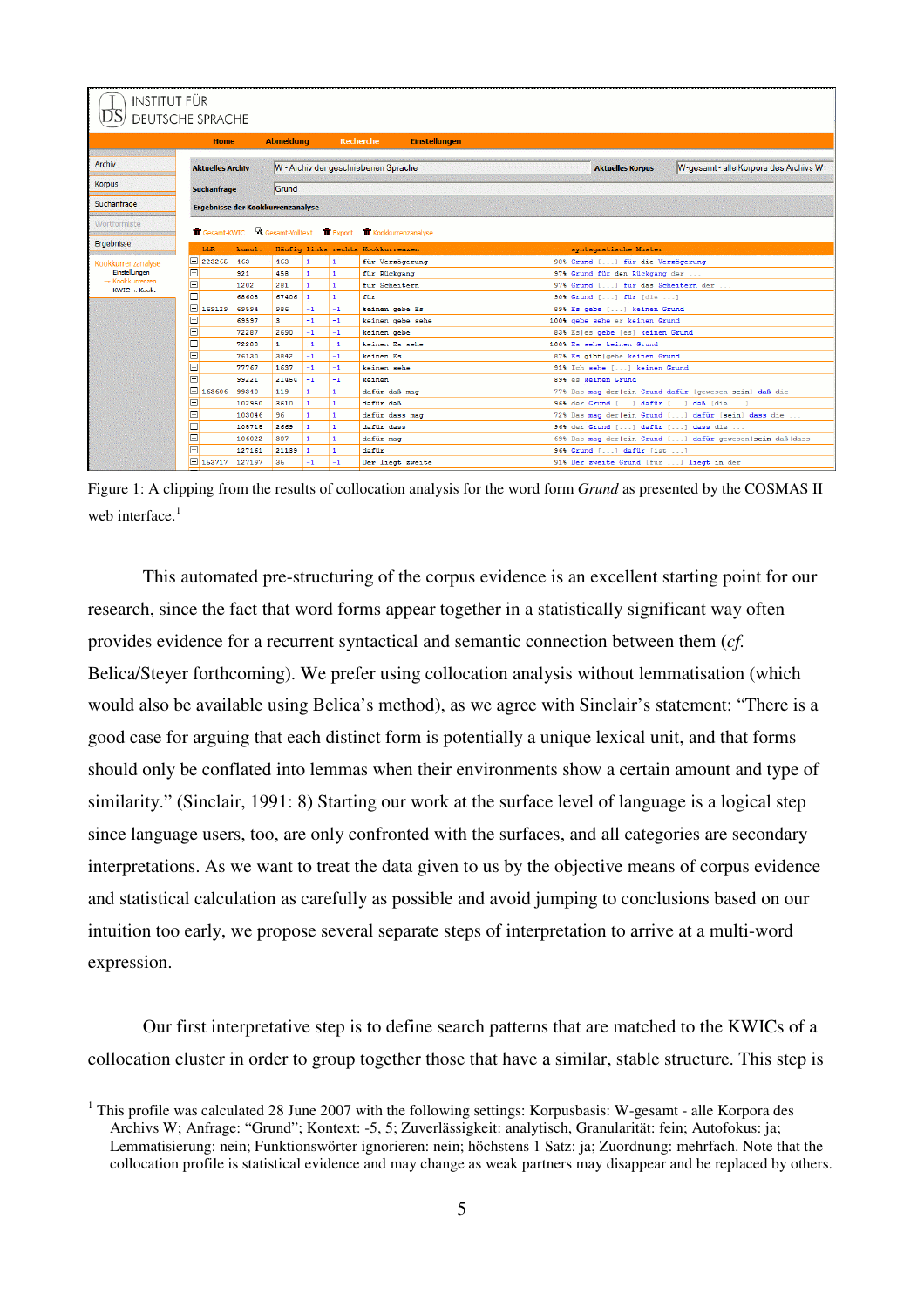| LLR | kumul. | Häufig | links | rechts | Kookkurrenzen | syntagmatische Muster |
|---|---|---|---|---|---|---|
| 223266 | 463 | 463 | 1 | 1 | für Verzögerung | 98% Grund [...] für die Verzögerung |
| | 921 | 458 | 1 | 1 | für Rückgang | 97% Grund für den Rückgang der ... |
| | 1202 | 281 | 1 | 1 | für Scheitern | 97% Grund [...] für das Scheitern der ... |
| | 68608 | 67406 | 1 | 1 | für | 90% Grund [...] für [die ...] |
| 169129 | 69594 | 986 | -1 | -1 | keinen gebe Es | 89% Es gebe [...] keinen Grund |
| | 69597 | 3 | -1 | -1 | keinen gebe sehe | 100% gebe sehe er keinen Grund |
| | 72287 | 2690 | -1 | -1 | keinen gebe | 83% Es\|es gebe [es] keinen Grund |
| | 72288 | 1 | -1 | -1 | keinen Es sehe | 100% Es sehe keinen Grund |
| | 76130 | 3842 | -1 | -1 | keinen Es | 87% Es gibt\|gebe keinen Grund |
| | 77767 | 1637 | -1 | -1 | keinen sehe | 91% Ich sehe [...] keinen Grund |
| | 99221 | 21454 | -1 | -1 | keinen | 89% es keinen Grund |
| 163606 | 99340 | 119 | 1 | 1 | dafür daß mag | 77% Das mag der\|ein Grund dafür [gewesen\|sein] daß die |
| | 102950 | 3610 | 1 | 1 | dafür daß | 96% der Grund [...] dafür [...] daß [die ...] |
| | 103046 | 96 | 1 | 1 | dafür dass mag | 72% Das mag der\|ein Grund [...] dafür [sein] dass die |
| | 105715 | 2669 | 1 | 1 | dafür dass | 96% der Grund [...] dafür [...] dass die ... |
| | 106022 | 307 | 1 | 1 | dafür mag | 69% Das mag der\|ein Grund [...] dafür gewesen\|sein daß\|dass |
| | 127161 | 21139 | 1 | 1 | dafür | 96% Grund [...] dafür [ist ...] |
| 163717 | 127197 | 36 | -1 | -1 | Der liegt zweite | 91% Der zweite Grund [für ...] liegt in der |

Figure 1: A clipping from the results of collocation analysis for the word form *Grund* as presented by the COSMAS II web interface.[1]

This automated pre-structuring of the corpus evidence is an excellent starting point for our research, since the fact that word forms appear together in a statistically significant way often provides evidence for a recurrent syntactical and semantic connection between them (*cf.* Belica/Steyer forthcoming). We prefer using collocation analysis without lemmatisation (which would also be available using Belica's method), as we agree with Sinclair's statement: "There is a good case for arguing that each distinct form is potentially a unique lexical unit, and that forms should only be conflated into lemmas when their environments show a certain amount and type of similarity." (Sinclair, 1991: 8) Starting our work at the surface level of language is a logical step since language users, too, are only confronted with the surfaces, and all categories are secondary interpretations. As we want to treat the data given to us by the objective means of corpus evidence and statistical calculation as carefully as possible and avoid jumping to conclusions based on our intuition too early, we propose several separate steps of interpretation to arrive at a multi-word expression.

Our first interpretative step is to define search patterns that are matched to the KWICs of a collocation cluster in order to group together those that have a similar, stable structure. This step is

---

[1] This profile was calculated 28 June 2007 with the following settings: Korpusbasis: W-gesamt - alle Korpora des Archivs W; Anfrage: "Grund"; Kontext: -5, 5; Zuverlässigkeit: analytisch, Granularität: fein; Autofokus: ja; Lemmatisierung: nein; Funktionswörter ignorieren: nein; höchstens 1 Satz: ja; Zuordnung: mehrfach. Note that the collocation profile is statistical evidence and may change as weak partners may disappear and be replaced by others.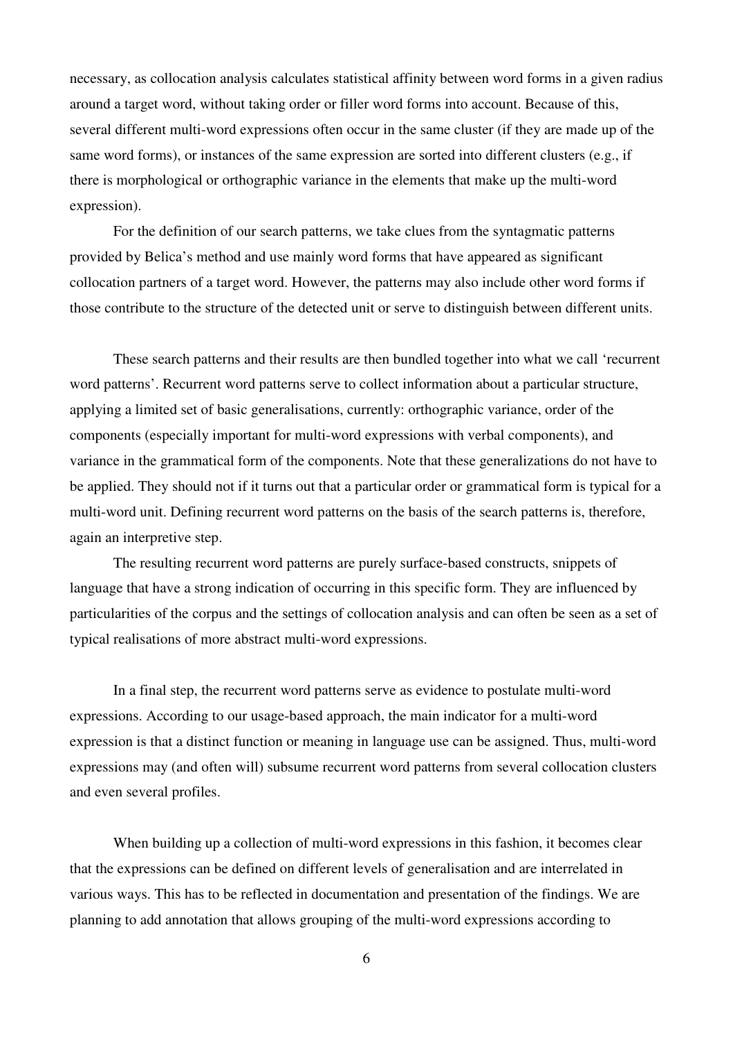necessary, as collocation analysis calculates statistical affinity between word forms in a given radius around a target word, without taking order or filler word forms into account. Because of this, several different multi-word expressions often occur in the same cluster (if they are made up of the same word forms), or instances of the same expression are sorted into different clusters (e.g., if there is morphological or orthographic variance in the elements that make up the multi-word expression).

For the definition of our search patterns, we take clues from the syntagmatic patterns provided by Belica's method and use mainly word forms that have appeared as significant collocation partners of a target word. However, the patterns may also include other word forms if those contribute to the structure of the detected unit or serve to distinguish between different units.

These search patterns and their results are then bundled together into what we call 'recurrent word patterns'. Recurrent word patterns serve to collect information about a particular structure, applying a limited set of basic generalisations, currently: orthographic variance, order of the components (especially important for multi-word expressions with verbal components), and variance in the grammatical form of the components. Note that these generalizations do not have to be applied. They should not if it turns out that a particular order or grammatical form is typical for a multi-word unit. Defining recurrent word patterns on the basis of the search patterns is, therefore, again an interpretive step.

The resulting recurrent word patterns are purely surface-based constructs, snippets of language that have a strong indication of occurring in this specific form. They are influenced by particularities of the corpus and the settings of collocation analysis and can often be seen as a set of typical realisations of more abstract multi-word expressions.

In a final step, the recurrent word patterns serve as evidence to postulate multi-word expressions. According to our usage-based approach, the main indicator for a multi-word expression is that a distinct function or meaning in language use can be assigned. Thus, multi-word expressions may (and often will) subsume recurrent word patterns from several collocation clusters and even several profiles.

When building up a collection of multi-word expressions in this fashion, it becomes clear that the expressions can be defined on different levels of generalisation and are interrelated in various ways. This has to be reflected in documentation and presentation of the findings. We are planning to add annotation that allows grouping of the multi-word expressions according to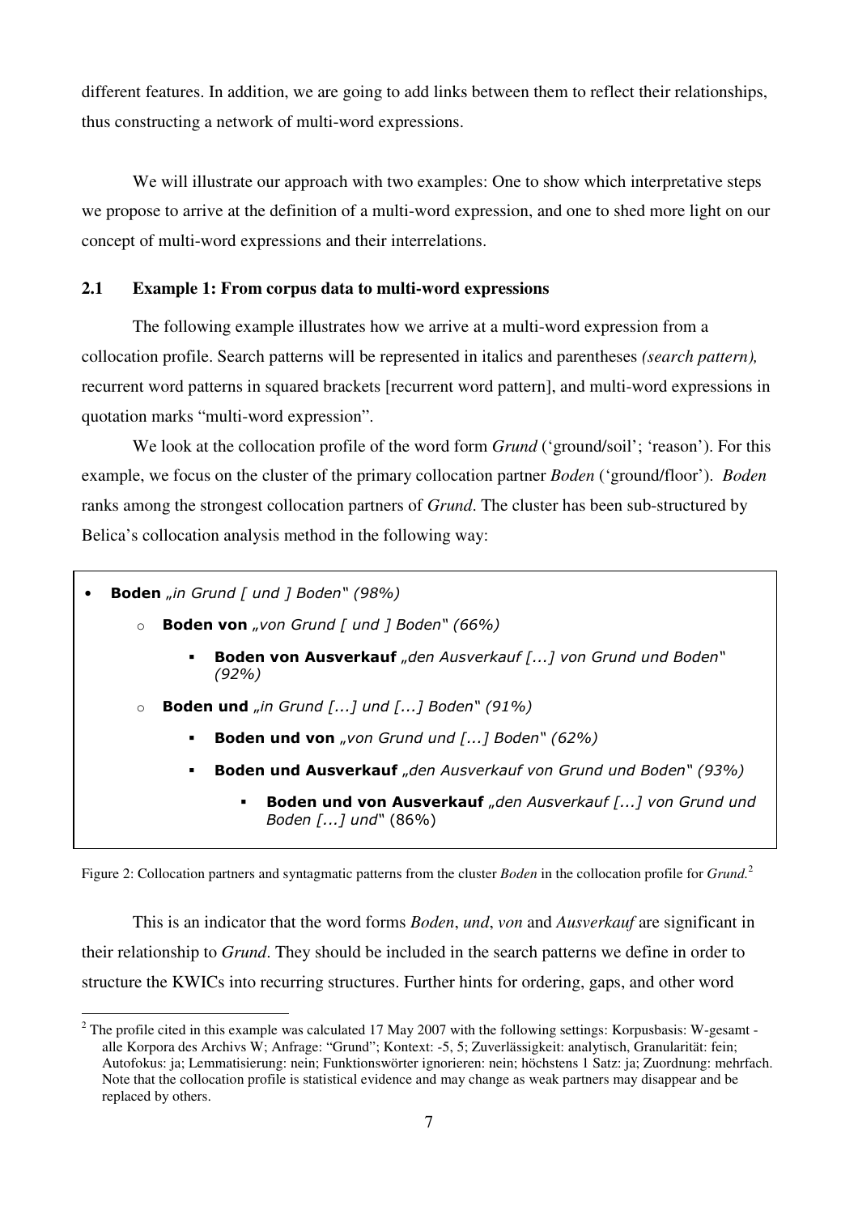different features. In addition, we are going to add links between them to reflect their relationships, thus constructing a network of multi-word expressions.

We will illustrate our approach with two examples: One to show which interpretative steps we propose to arrive at the definition of a multi-word expression, and one to shed more light on our concept of multi-word expressions and their interrelations.

### 2.1 Example 1: From corpus data to multi-word expressions

The following example illustrates how we arrive at a multi-word expression from a collocation profile. Search patterns will be represented in italics and parentheses *(search pattern),* recurrent word patterns in squared brackets [recurrent word pattern], and multi-word expressions in quotation marks "multi-word expression".

We look at the collocation profile of the word form *Grund* ('ground/soil'; 'reason'). For this example, we focus on the cluster of the primary collocation partner *Boden* ('ground/floor'). *Boden* ranks among the strongest collocation partners of *Grund*. The cluster has been sub-structured by Belica's collocation analysis method in the following way:

- **Boden** *„in Grund [ und ] Boden" (98%)*
  - **Boden von** *„von Grund [ und ] Boden" (66%)*
    - **Boden von Ausverkauf** *„den Ausverkauf [...] von Grund und Boden" (92%)*
  - **Boden und** *„in Grund [...] und [...] Boden" (91%)*
    - **Boden und von** *„von Grund und [...] Boden" (62%)*
    - **Boden und Ausverkauf** *„den Ausverkauf von Grund und Boden" (93%)*
      - **Boden und von Ausverkauf** *„den Ausverkauf [...] von Grund und Boden [...] und"* (86%)

Figure 2: Collocation partners and syntagmatic patterns from the cluster *Boden* in the collocation profile for *Grund.*[2]

This is an indicator that the word forms *Boden*, *und*, *von* and *Ausverkauf* are significant in their relationship to *Grund*. They should be included in the search patterns we define in order to structure the KWICs into recurring structures. Further hints for ordering, gaps, and other word

[2] The profile cited in this example was calculated 17 May 2007 with the following settings: Korpusbasis: W-gesamt - alle Korpora des Archivs W; Anfrage: "Grund"; Kontext: -5, 5; Zuverlässigkeit: analytisch, Granularität: fein; Autofokus: ja; Lemmatisierung: nein; Funktionswörter ignorieren: nein; höchstens 1 Satz: ja; Zuordnung: mehrfach. Note that the collocation profile is statistical evidence and may change as weak partners may disappear and be replaced by others.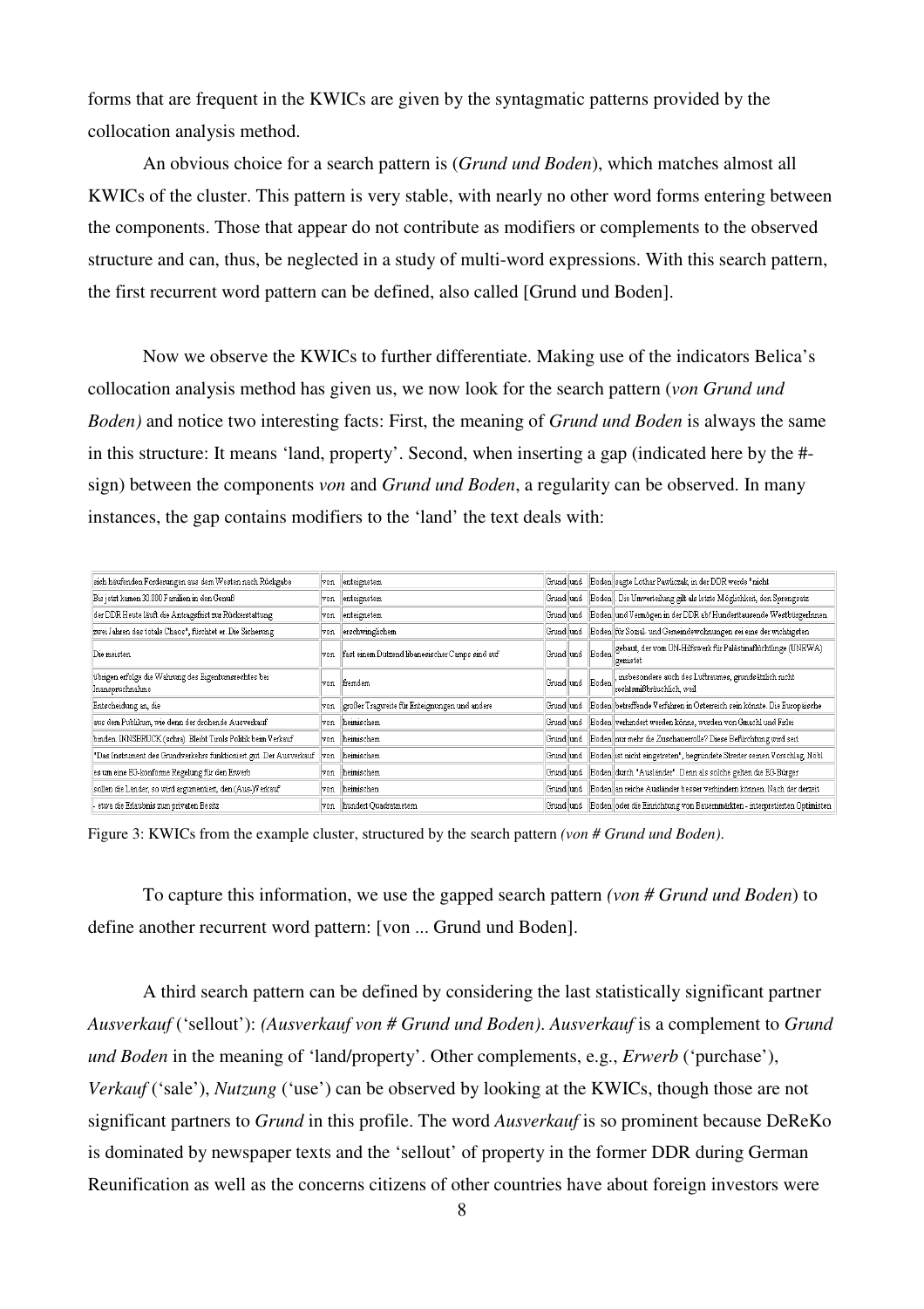forms that are frequent in the KWICs are given by the syntagmatic patterns provided by the collocation analysis method.

An obvious choice for a search pattern is (*Grund und Boden*), which matches almost all KWICs of the cluster. This pattern is very stable, with nearly no other word forms entering between the components. Those that appear do not contribute as modifiers or complements to the observed structure and can, thus, be neglected in a study of multi-word expressions. With this search pattern, the first recurrent word pattern can be defined, also called [Grund und Boden].

Now we observe the KWICs to further differentiate. Making use of the indicators Belica's collocation analysis method has given us, we now look for the search pattern (*von Grund und Boden)* and notice two interesting facts: First, the meaning of *Grund und Boden* is always the same in this structure: It means 'land, property'. Second, when inserting a gap (indicated here by the #-sign) between the components *von* and *Grund und Boden*, a regularity can be observed. In many instances, the gap contains modifiers to the 'land' the text deals with:

| | | | | | | |
|---|---|---|---|---|---|---|
| sich häufenden Forderungen aus dem Westen nach Rückgabe | von | enteignetem | Grund | und | Boden | sagte Lothar Pawliczak; in der DDR werde "nicht |
| Bis jetzt kamen 30.000 Familien in den Genuß | von | enteignetem | Grund | und | Boden | . Die Umverteilung gilt als letzte Möglichkeit, den Sprengsatz |
| der DDR Heute läuft die Antragsfrist zur Rückerstattung | von | enteignetem | Grund | und | Boden | und Vermögen in der DDR ab/ Hunderttausende WestbürgerInnen |
| zwei Jahren das totale Chaos", fürchtet er. Die Sicherung | von | erschwinglichem | Grund | und | Boden | für Sozial- und Gemeindewohnungen sei eine der wichtigsten |
| Die meisten | von | fast einem Dutzend libanesischer Camps sind auf | Grund | und | Boden | gebaut, der vom UN-Hilfswerk für Palästinaflüchtlinge (UNRWA) gemietet |
| übrigen erfolge die Wahrung des Eigentumsrechtes bei Inanspruchnahme | von | fremdem | Grund | und | Boden | , insbesondere auch des Luftraumes, grundsätzlich nicht rechtsmißbräuchlich, weil |
| Entscheidung an, die | von | großer Tragweite für Enteignungen und andere | Grund | und | Boden | betreffende Verfahren in Österreich sein könnte. Die Europäische |
| aus dem Publikum, wie denn der drohende Ausverkauf | von | heimischem | Grund | und | Boden | verhindert werden könne, wurden von Gmachl und Ferler |
| binden. INNSBRUCK (sehra). Bleibt Tirols Politik beim Verkauf | von | heimischem | Grund | und | Boden | nur mehr die Zuschauerrolle? Diese Befürchtung wird seit |
| "Das Instrument des Grundverkehrs funktioniert gut. Der Ausverkauf | von | heimischem | Grund | und | Boden | ist nicht eingetreten", begründete Streiter seinen Vorschlag. Nöbl |
| es um eine EU-konforme Regelung für den Erwerb | von | heimischem | Grund | und | Boden | durch "Ausländer". Denn als solche gelten die EU-Bürger |
| sollen die Länder, so wird argumentiert, den (Aus-)Verkauf | von | heimischem | Grund | und | Boden | an reiche Ausländer besser verhindern können. Nach der derzeit |
| - etwa die Erlaubnis zum privaten Besitz | von | hundert Quadratmetern | Grund | und | Boden | oder die Einrichtung von Bauernmärkten - interpretierten Optimisten |

Figure 3: KWICs from the example cluster, structured by the search pattern *(von # Grund und Boden)*.

To capture this information, we use the gapped search pattern *(von # Grund und Boden*) to define another recurrent word pattern: [von ... Grund und Boden].

A third search pattern can be defined by considering the last statistically significant partner *Ausverkauf* ('sellout'): *(Ausverkauf von # Grund und Boden)*. *Ausverkauf* is a complement to *Grund und Boden* in the meaning of 'land/property'. Other complements, e.g., *Erwerb* ('purchase'), *Verkauf* ('sale'), *Nutzung* ('use') can be observed by looking at the KWICs, though those are not significant partners to *Grund* in this profile. The word *Ausverkauf* is so prominent because DeReKo is dominated by newspaper texts and the 'sellout' of property in the former DDR during German Reunification as well as the concerns citizens of other countries have about foreign investors were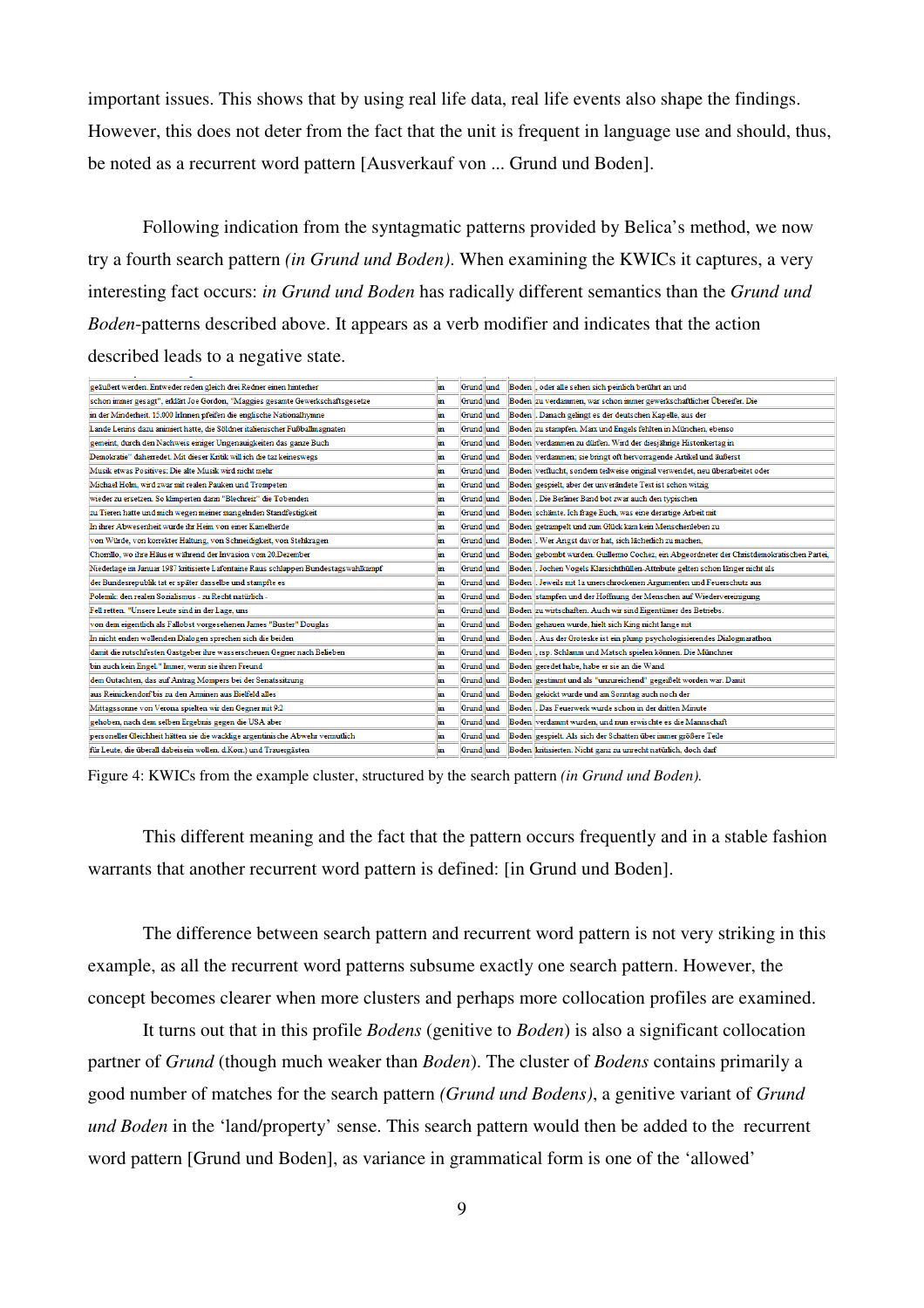important issues. This shows that by using real life data, real life events also shape the findings. However, this does not deter from the fact that the unit is frequent in language use and should, thus, be noted as a recurrent word pattern [Ausverkauf von ... Grund und Boden].

Following indication from the syntagmatic patterns provided by Belica's method, we now try a fourth search pattern *(in Grund und Boden)*. When examining the KWICs it captures, a very interesting fact occurs: *in Grund und Boden* has radically different semantics than the *Grund und Boden*-patterns described above. It appears as a verb modifier and indicates that the action described leads to a negative state.

| | | | | | |
|---|---|---|---|---|---|
| geäußert werden. Entweder reden gleich drei Redner einen hinterher | in | Grund | und | Boden | , oder alle sehen sich peinlich berührt an und |
| schon immer gesagt", erklärt Joe Gordon, "Maggies gesamte Gewerkschaftsgesetze | in | Grund | und | Boden | zu verdammen, war schon immer gewerkschaftlicher Überstef. Die |
| in der Minderheit. 15.000 Iränen pfeifen die englische Nationalhymne | in | Grund | und | Boden | . Danach gelingt es der deutschen Kapelle, aus der |
| Lande Lenins dazu animiert hätte, die Söldner italienischer Fußballmagnaten | in | Grund | und | Boden | zu stampfen. Marx und Engels fehlten in München, ebenso |
| gemeint, durch den Nachweis einiger Ungenauigkeiten das ganze Buch | in | Grund | und | Boden | verdammen zu dürfen. Wird der diesjährige Historikertag in |
| Demokratie" daherredet. Mit dieser Kritik will ich die taz keineswegs | in | Grund | und | Boden | verdammen; sie bringt oft hervorragende Artikel und äußerst |
| Musik etwas Positives: Die alte Musik wird nicht mehr | in | Grund | und | Boden | verflucht, sondern teilweise original verwendet, neu überarbeitet oder |
| Michael Holm, wird zwar mit realen Pauken und Trompeten | in | Grund | und | Boden | gespielt, aber der unveränderte Text ist schon witzig |
| wieder zu ersetzen. So klimperten dann "Blechreiz" die Tobenden | in | Grund | und | Boden | . Die Berliner Band bot zwar auch den typischen |
| zu Tieren hatte und mich wegen meiner mangelnden Standfestigkeit | in | Grund | und | Boden | schämte. Ich frage Euch, was eine derartige Arbeit mit |
| In ihrer Abwesenheit wurde ihr Heim von einer Kamelherde | in | Grund | und | Boden | getrampelt und zum Glück kam kein Menschenleben zu |
| von Würde, von korrekter Haltung, von Schneidigkeit, von Stehkragen | in | Grund | und | Boden | . Wer Angst davor hat, sich lächerlich zu machen, |
| Chorrillo, wo ihre Häuser während der Invasion vom 20.Dezember | in | Grund | und | Boden | gebombt wurden. Guillermo Cochez, ein Abgeordneter der Christdemokratischen Partei, |
| Niederlage im Januar 1987 kritisierte Lafontaine Raus schlappen Bundestagswahlkampf | in | Grund | und | Boden | . Jochen Vogels Klarsichthüllen-Attribute gelten schon länger nicht als |
| der Bundesrepublik tat er später dasselbe und stampfte es | in | Grund | und | Boden | . Jeweils mit 1a unerschrockenen Argumenten und Feuerschutz aus |
| Polemik: den realen Sozialismus - zu Recht natürlich - | in | Grund | und | Boden | stampfen und der Hoffnung der Menschen auf Wiedervereinigung |
| Fell retten. "Unsere Leute sind in der Lage, uns | in | Grund | und | Boden | zu wirtschaften. Auch wir sind Eigentümer des Betriebs. |
| von dem eigentlich als Fallobst vorgesehenen James "Buster" Douglas | in | Grund | und | Boden | gehauen wurde, hielt sich King nicht lange mit |
| In nicht enden wollenden Dialogen sprechen sich die beiden | in | Grund | und | Boden | . Aus der Groteske ist ein plump psychologisierendes Dialogmarathon |
| damit die rutschfesten Gastgeber ihre wasserscheuen Gegner nach Belieben | in | Grund | und | Boden | , rsp. Schlamm und Matsch spielen können. Die Münchner |
| bin auch kein Engel." Immer, wenn sie ihren Freund | in | Grund | und | Boden | geredet habe, habe er sie an die Wand |
| dem Gutachten, das auf Antrag Mompers bei der Senatssitzung | in | Grund | und | Boden | gestimmt und als "unzureichend" gegeißelt worden war. Damit |
| aus Reinickendorf bis zu den Arminen aus Bielfeld alles | in | Grund | und | Boden | gekickt wurde und am Sonntag auch noch der |
| Mittagssonne von Verona spielten wir den Gegner mit 9:2 | in | Grund | und | Boden | . Das Feuerwerk wurde schon in der dritten Minute |
| gehoben, nach dem selben Ergebnis gegen die USA aber | in | Grund | und | Boden | verdammt wurden, und nun erwischte es die Mannschaft |
| personeller Gleichheit hätten sie die wacklige argentinische Abwehr vermutlich | in | Grund | und | Boden | gespielt. Als sich der Schatten über immer größere Teile |
| für Leute, die überall dabeisein wollen. d.Korr.) und Trauergästen | in | Grund | und | Boden | kritisierten. Nicht ganz zu unrecht natürlich, doch darf |

Figure 4: KWICs from the example cluster, structured by the search pattern *(in Grund und Boden).*

This different meaning and the fact that the pattern occurs frequently and in a stable fashion warrants that another recurrent word pattern is defined: [in Grund und Boden].

The difference between search pattern and recurrent word pattern is not very striking in this example, as all the recurrent word patterns subsume exactly one search pattern. However, the concept becomes clearer when more clusters and perhaps more collocation profiles are examined.

It turns out that in this profile *Bodens* (genitive to *Boden*) is also a significant collocation partner of *Grund* (though much weaker than *Boden*). The cluster of *Bodens* contains primarily a good number of matches for the search pattern *(Grund und Bodens)*, a genitive variant of *Grund und Boden* in the 'land/property' sense. This search pattern would then be added to the recurrent word pattern [Grund und Boden], as variance in grammatical form is one of the 'allowed'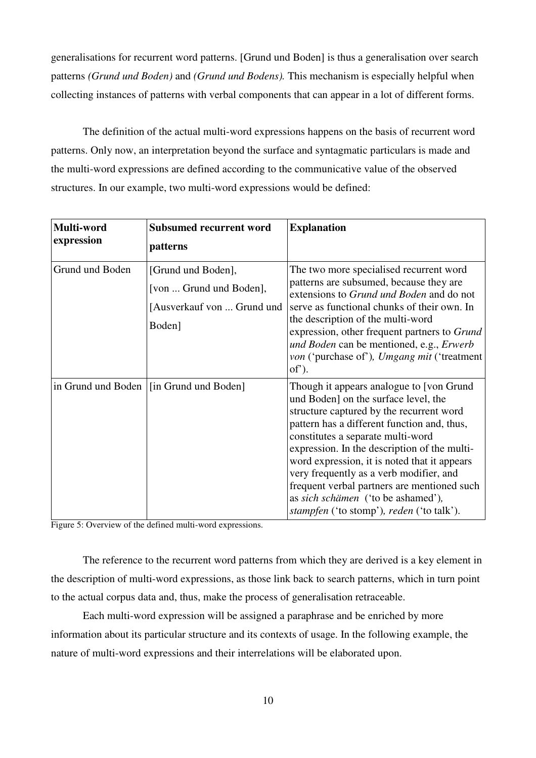generalisations for recurrent word patterns. [Grund und Boden] is thus a generalisation over search patterns *(Grund und Boden)* and *(Grund und Bodens).* This mechanism is especially helpful when collecting instances of patterns with verbal components that can appear in a lot of different forms.

The definition of the actual multi-word expressions happens on the basis of recurrent word patterns. Only now, an interpretation beyond the surface and syntagmatic particulars is made and the multi-word expressions are defined according to the communicative value of the observed structures. In our example, two multi-word expressions would be defined:

| **Multi-word expression** | **Subsumed recurrent word patterns** | **Explanation** |
|---|---|---|
| Grund und Boden | [Grund und Boden], [von ... Grund und Boden], [Ausverkauf von ... Grund und Boden] | The two more specialised recurrent word patterns are subsumed, because they are extensions to *Grund und Boden* and do not serve as functional chunks of their own. In the description of the multi-word expression, other frequent partners to *Grund und Boden* can be mentioned, e.g., *Erwerb von* ('purchase of'), *Umgang mit* ('treatment of'). |
| in Grund und Boden | [in Grund und Boden] | Though it appears analogue to [von Grund und Boden] on the surface level, the structure captured by the recurrent word pattern has a different function and, thus, constitutes a separate multi-word expression. In the description of the multi-word expression, it is noted that it appears very frequently as a verb modifier, and frequent verbal partners are mentioned such as *sich schämen* ('to be ashamed'), *stampfen* ('to stomp'), *reden* ('to talk'). |

Figure 5: Overview of the defined multi-word expressions.

The reference to the recurrent word patterns from which they are derived is a key element in the description of multi-word expressions, as those link back to search patterns, which in turn point to the actual corpus data and, thus, make the process of generalisation retraceable.

Each multi-word expression will be assigned a paraphrase and be enriched by more information about its particular structure and its contexts of usage. In the following example, the nature of multi-word expressions and their interrelations will be elaborated upon.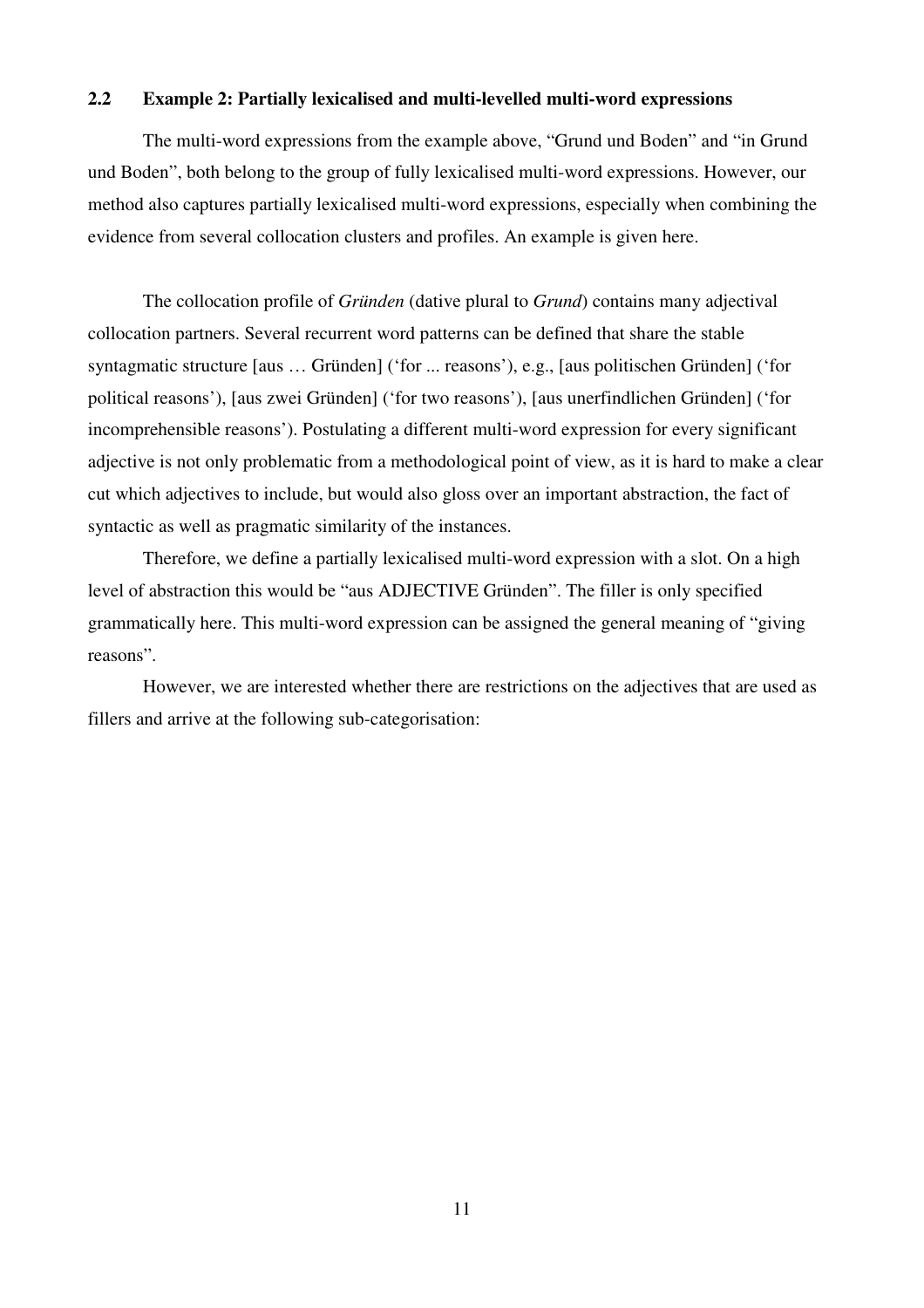## 2.2 Example 2: Partially lexicalised and multi-levelled multi-word expressions

The multi-word expressions from the example above, "Grund und Boden" and "in Grund und Boden", both belong to the group of fully lexicalised multi-word expressions. However, our method also captures partially lexicalised multi-word expressions, especially when combining the evidence from several collocation clusters and profiles. An example is given here.

The collocation profile of *Gründen* (dative plural to *Grund*) contains many adjectival collocation partners. Several recurrent word patterns can be defined that share the stable syntagmatic structure [aus … Gründen] ('for ... reasons'), e.g., [aus politischen Gründen] ('for political reasons'), [aus zwei Gründen] ('for two reasons'), [aus unerfindlichen Gründen] ('for incomprehensible reasons'). Postulating a different multi-word expression for every significant adjective is not only problematic from a methodological point of view, as it is hard to make a clear cut which adjectives to include, but would also gloss over an important abstraction, the fact of syntactic as well as pragmatic similarity of the instances.

Therefore, we define a partially lexicalised multi-word expression with a slot. On a high level of abstraction this would be "aus ADJECTIVE Gründen". The filler is only specified grammatically here. This multi-word expression can be assigned the general meaning of "giving reasons".

However, we are interested whether there are restrictions on the adjectives that are used as fillers and arrive at the following sub-categorisation: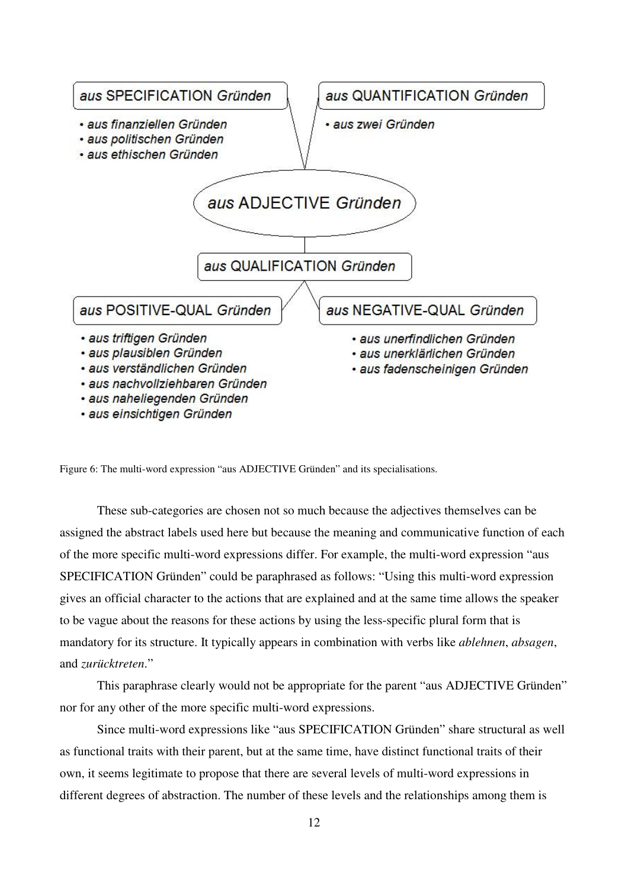aus SPECIFICATION *Gründen*

- *aus finanziellen Gründen*
- *aus politischen Gründen*
- *aus ethischen Gründen*

aus QUANTIFICATION *Gründen*

- *aus zwei Gründen*

aus ADJECTIVE *Gründen*

aus QUALIFICATION *Gründen*

aus POSITIVE-QUAL *Gründen*

- *aus triftigen Gründen*
- *aus plausiblen Gründen*
- *aus verständlichen Gründen*
- *aus nachvollziehbaren Gründen*
- *aus naheliegenden Gründen*
- *aus einsichtigen Gründen*

aus NEGATIVE-QUAL *Gründen*

- *aus unerfindlichen Gründen*
- *aus unerklärlichen Gründen*
- *aus fadenscheinigen Gründen*

Figure 6: The multi-word expression "aus ADJECTIVE Gründen" and its specialisations.

These sub-categories are chosen not so much because the adjectives themselves can be assigned the abstract labels used here but because the meaning and communicative function of each of the more specific multi-word expressions differ. For example, the multi-word expression "aus SPECIFICATION Gründen" could be paraphrased as follows: "Using this multi-word expression gives an official character to the actions that are explained and at the same time allows the speaker to be vague about the reasons for these actions by using the less-specific plural form that is mandatory for its structure. It typically appears in combination with verbs like *ablehnen*, *absagen*, and *zurücktreten*."

This paraphrase clearly would not be appropriate for the parent "aus ADJECTIVE Gründen" nor for any other of the more specific multi-word expressions.

Since multi-word expressions like "aus SPECIFICATION Gründen" share structural as well as functional traits with their parent, but at the same time, have distinct functional traits of their own, it seems legitimate to propose that there are several levels of multi-word expressions in different degrees of abstraction. The number of these levels and the relationships among them is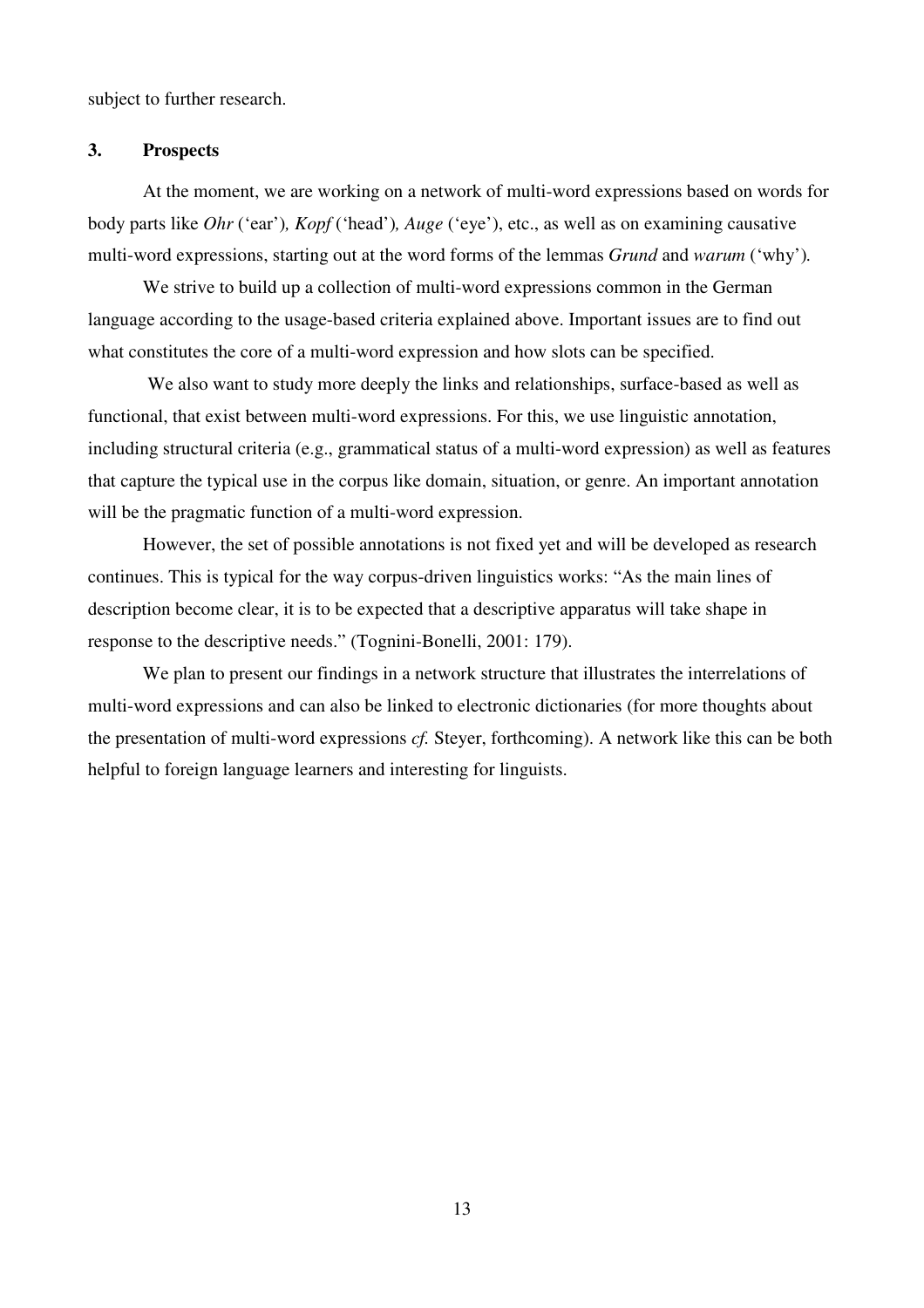subject to further research.

## 3. Prospects

At the moment, we are working on a network of multi-word expressions based on words for body parts like *Ohr* ('ear')*, Kopf* ('head')*, Auge* ('eye'), etc., as well as on examining causative multi-word expressions, starting out at the word forms of the lemmas *Grund* and *warum* ('why')*.*

We strive to build up a collection of multi-word expressions common in the German language according to the usage-based criteria explained above. Important issues are to find out what constitutes the core of a multi-word expression and how slots can be specified.

We also want to study more deeply the links and relationships, surface-based as well as functional, that exist between multi-word expressions. For this, we use linguistic annotation, including structural criteria (e.g., grammatical status of a multi-word expression) as well as features that capture the typical use in the corpus like domain, situation, or genre. An important annotation will be the pragmatic function of a multi-word expression.

However, the set of possible annotations is not fixed yet and will be developed as research continues. This is typical for the way corpus-driven linguistics works: "As the main lines of description become clear, it is to be expected that a descriptive apparatus will take shape in response to the descriptive needs." (Tognini-Bonelli, 2001: 179).

We plan to present our findings in a network structure that illustrates the interrelations of multi-word expressions and can also be linked to electronic dictionaries (for more thoughts about the presentation of multi-word expressions *cf.* Steyer, forthcoming). A network like this can be both helpful to foreign language learners and interesting for linguists.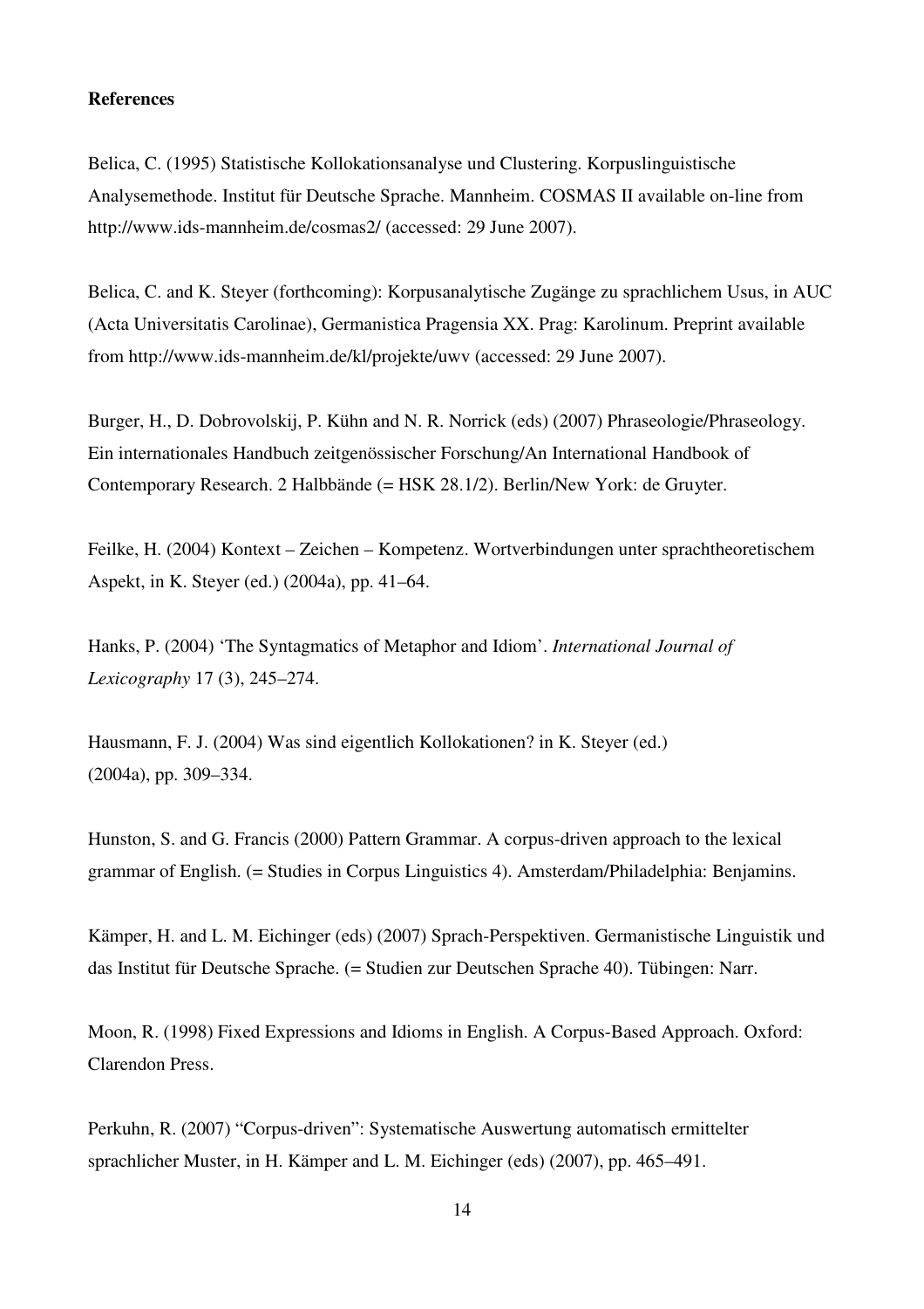**References**

Belica, C. (1995) Statistische Kollokationsanalyse und Clustering. Korpuslinguistische Analysemethode. Institut für Deutsche Sprache. Mannheim. COSMAS II available on-line from http://www.ids-mannheim.de/cosmas2/ (accessed: 29 June 2007).

Belica, C. and K. Steyer (forthcoming): Korpusanalytische Zugänge zu sprachlichem Usus, in AUC (Acta Universitatis Carolinae), Germanistica Pragensia XX. Prag: Karolinum. Preprint available from http://www.ids-mannheim.de/kl/projekte/uwv (accessed: 29 June 2007).

Burger, H., D. Dobrovolskij, P. Kühn and N. R. Norrick (eds) (2007) Phraseologie/Phraseology. Ein internationales Handbuch zeitgenössischer Forschung/An International Handbook of Contemporary Research. 2 Halbbände (= HSK 28.1/2). Berlin/New York: de Gruyter.

Feilke, H. (2004) Kontext – Zeichen – Kompetenz. Wortverbindungen unter sprachtheoretischem Aspekt, in K. Steyer (ed.) (2004a), pp. 41–64.

Hanks, P. (2004) 'The Syntagmatics of Metaphor and Idiom'. *International Journal of Lexicography* 17 (3), 245–274.

Hausmann, F. J. (2004) Was sind eigentlich Kollokationen? in K. Steyer (ed.) (2004a), pp. 309–334.

Hunston, S. and G. Francis (2000) Pattern Grammar. A corpus-driven approach to the lexical grammar of English. (= Studies in Corpus Linguistics 4). Amsterdam/Philadelphia: Benjamins.

Kämper, H. and L. M. Eichinger (eds) (2007) Sprach-Perspektiven. Germanistische Linguistik und das Institut für Deutsche Sprache. (= Studien zur Deutschen Sprache 40). Tübingen: Narr.

Moon, R. (1998) Fixed Expressions and Idioms in English. A Corpus-Based Approach. Oxford: Clarendon Press.

Perkuhn, R. (2007) "Corpus-driven": Systematische Auswertung automatisch ermittelter sprachlicher Muster, in H. Kämper and L. M. Eichinger (eds) (2007), pp. 465–491.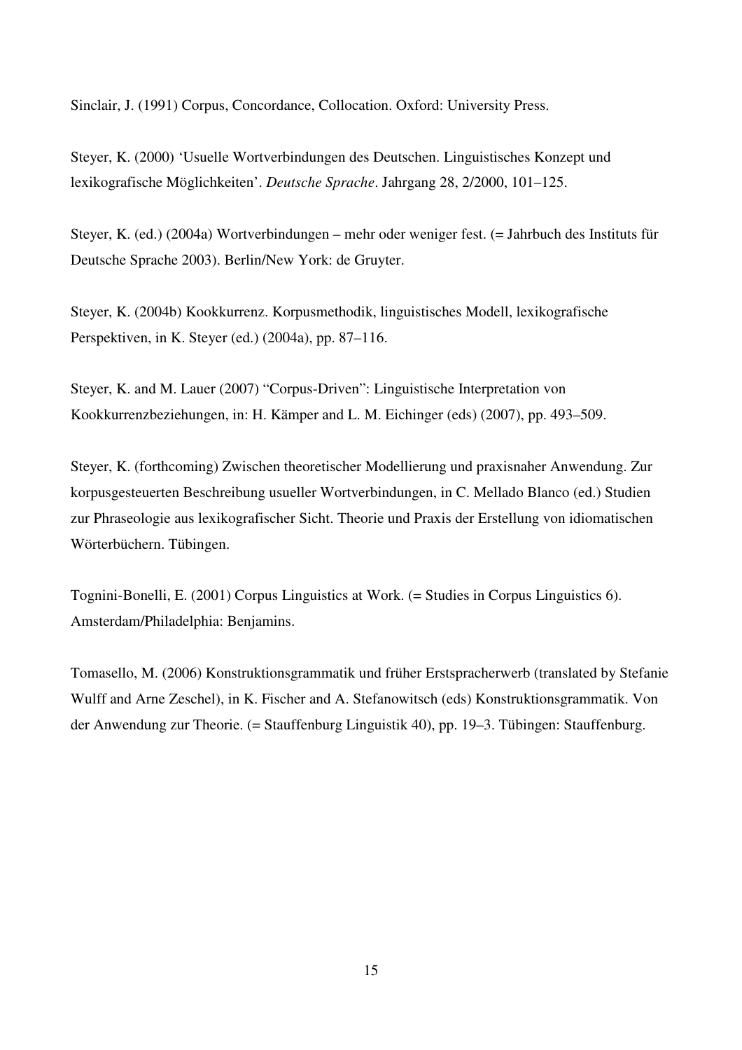Sinclair, J. (1991) Corpus, Concordance, Collocation. Oxford: University Press.

Steyer, K. (2000) 'Usuelle Wortverbindungen des Deutschen. Linguistisches Konzept und lexikografische Möglichkeiten'. *Deutsche Sprache*. Jahrgang 28, 2/2000, 101–125.

Steyer, K. (ed.) (2004a) Wortverbindungen – mehr oder weniger fest. (= Jahrbuch des Instituts für Deutsche Sprache 2003). Berlin/New York: de Gruyter.

Steyer, K. (2004b) Kookkurrenz. Korpusmethodik, linguistisches Modell, lexikografische Perspektiven, in K. Steyer (ed.) (2004a), pp. 87–116.

Steyer, K. and M. Lauer (2007) "Corpus-Driven": Linguistische Interpretation von Kookkurrenzbeziehungen, in: H. Kämper and L. M. Eichinger (eds) (2007), pp. 493–509.

Steyer, K. (forthcoming) Zwischen theoretischer Modellierung und praxisnaher Anwendung. Zur korpusgesteuerten Beschreibung usueller Wortverbindungen, in C. Mellado Blanco (ed.) Studien zur Phraseologie aus lexikografischer Sicht. Theorie und Praxis der Erstellung von idiomatischen Wörterbüchern. Tübingen.

Tognini-Bonelli, E. (2001) Corpus Linguistics at Work. (= Studies in Corpus Linguistics 6). Amsterdam/Philadelphia: Benjamins.

Tomasello, M. (2006) Konstruktionsgrammatik und früher Erstspracherwerb (translated by Stefanie Wulff and Arne Zeschel), in K. Fischer and A. Stefanowitsch (eds) Konstruktionsgrammatik. Von der Anwendung zur Theorie. (= Stauffenburg Linguistik 40), pp. 19–3. Tübingen: Stauffenburg.